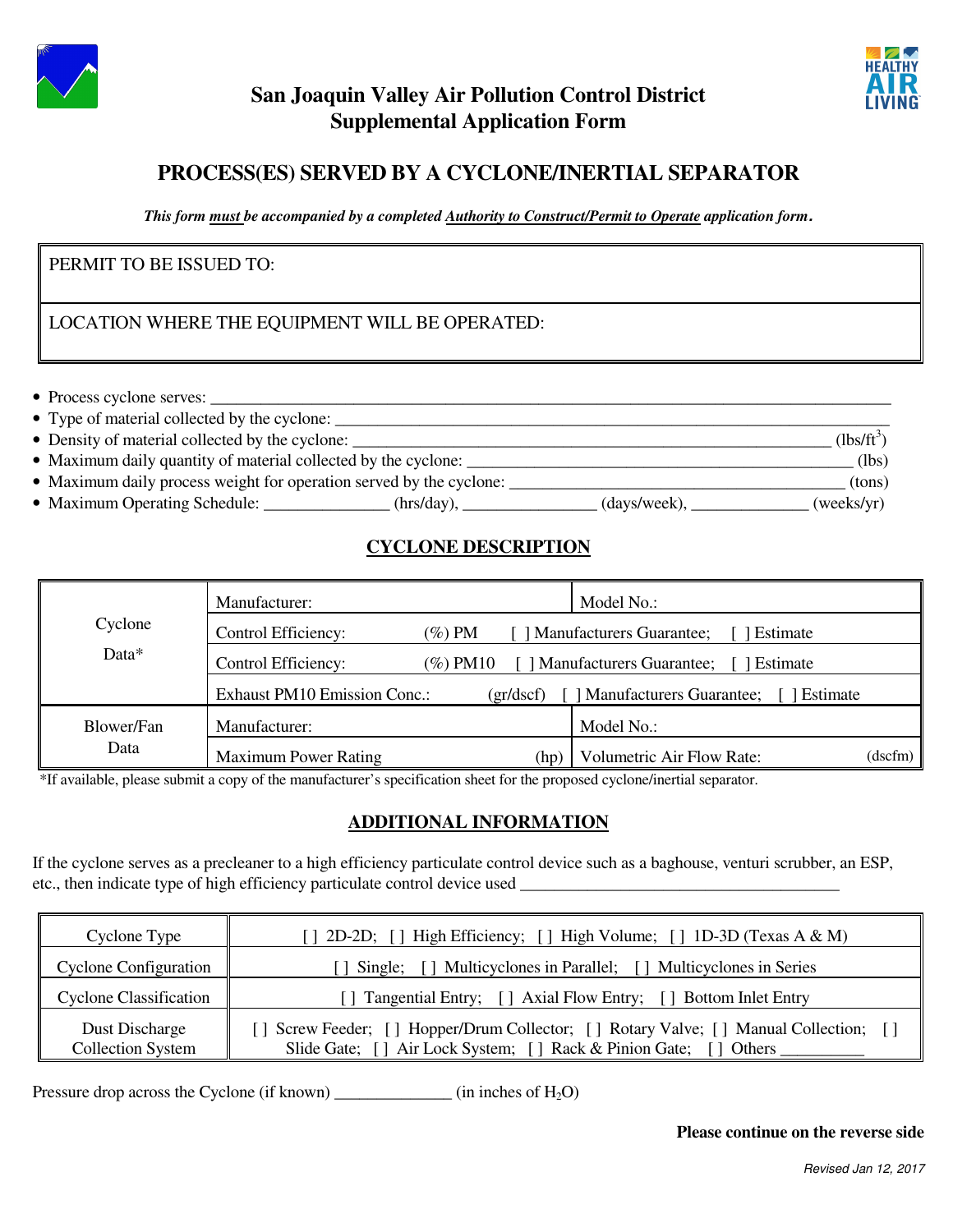# San Joaquin Valley Air Pollution Control District
## Supplemental Application Form

## PROCESS(ES) SERVED BY A CYCLONE/INERTIAL SEPARATOR

***This form must be accompanied by a completed Authority to Construct/Permit to Operate application form.***

| PERMIT TO BE ISSUED TO: |
|---|
| LOCATION WHERE THE EQUIPMENT WILL BE OPERATED: |

- Process cyclone serves: ____________________
- Type of material collected by the cyclone: ____________________
- Density of material collected by the cyclone: ____________________ ($lbs/ft^3$)
- Maximum daily quantity of material collected by the cyclone: ____________________ (lbs)
- Maximum daily process weight for operation served by the cyclone: ____________________ (tons)
- Maximum Operating Schedule: ______________ (hrs/day), _______________ (days/week), _____________ (weeks/yr)

### CYCLONE DESCRIPTION

| | | |
|---|---|---|
| Cyclone Data* | Manufacturer: | Model No.: |
| | Control Efficiency: (%) PM [ ] Manufacturers Guarantee; [ ] Estimate | |
| | Control Efficiency: (%) PM10 [ ] Manufacturers Guarantee; [ ] Estimate | |
| | Exhaust PM10 Emission Conc.: (gr/dscf) [ ] Manufacturers Guarantee; [ ] Estimate | |
| Blower/Fan Data | Manufacturer: | Model No.: |
| | Maximum Power Rating (hp) | Volumetric Air Flow Rate: (dscfm) |

*If available, please submit a copy of the manufacturer's specification sheet for the proposed cyclone/inertial separator.

### ADDITIONAL INFORMATION

If the cyclone serves as a precleaner to a high efficiency particulate control device such as a baghouse, venturi scrubber, an ESP, etc., then indicate type of high efficiency particulate control device used ______________________________________

| | |
|---|---|
| Cyclone Type | [ ] 2D-2D; [ ] High Efficiency; [ ] High Volume; [ ] 1D-3D (Texas A & M) |
| Cyclone Configuration | [ ] Single; [ ] Multicyclones in Parallel; [ ] Multicyclones in Series |
| Cyclone Classification | [ ] Tangential Entry; [ ] Axial Flow Entry; [ ] Bottom Inlet Entry |
| Dust Discharge Collection System | [ ] Screw Feeder; [ ] Hopper/Drum Collector; [ ] Rotary Valve; [ ] Manual Collection; [ ] Slide Gate; [ ] Air Lock System; [ ] Rack & Pinion Gate; [ ] Others _________ |

Pressure drop across the Cyclone (if known) _____________ (in inches of $H_2O$)

**Please continue on the reverse side**

*Revised Jan 12, 2017*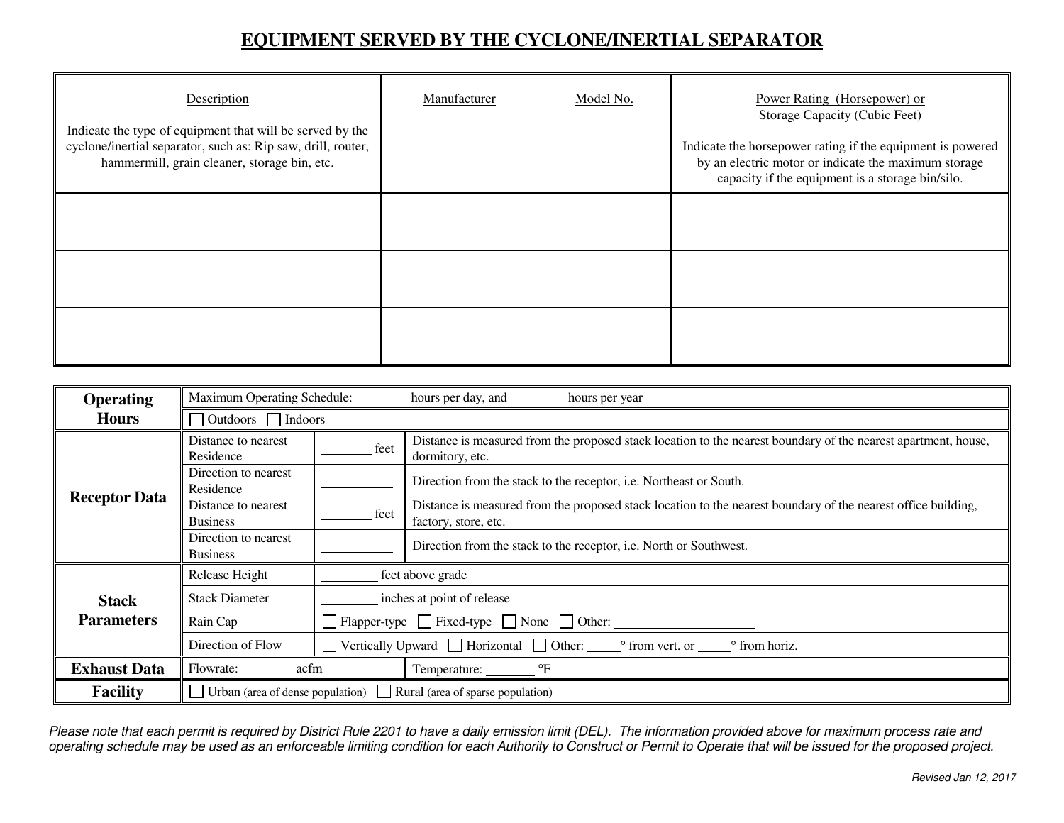# EQUIPMENT SERVED BY THE CYCLONE/INERTIAL SEPARATOR

| Description<br><br>Indicate the type of equipment that will be served by the cyclone/inertial separator, such as: Rip saw, drill, router, hammermill, grain cleaner, storage bin, etc. | Manufacturer | Model No. | Power Rating (Horsepower) or Storage Capacity (Cubic Feet)<br><br>Indicate the horsepower rating if the equipment is powered by an electric motor or indicate the maximum storage capacity if the equipment is a storage bin/silo. |
|---|---|---|---|
| | | | |
| | | | |
| | | | |

| | | | |
|---|---|---|---|
| **Operating Hours** | Maximum Operating Schedule: ________ hours per day, and ________ hours per year | | |
| | ☐ Outdoors ☐ Indoors | | |
| **Receptor Data** | Distance to nearest Residence | _______ feet | Distance is measured from the proposed stack location to the nearest boundary of the nearest apartment, house, dormitory, etc. |
| | Direction to nearest Residence | __________ | Direction from the stack to the receptor, i.e. Northeast or South. |
| | Distance to nearest Business | _______ feet | Distance is measured from the proposed stack location to the nearest boundary of the nearest office building, factory, store, etc. |
| | Direction to nearest Business | __________ | Direction from the stack to the receptor, i.e. North or Southwest. |
| **Stack Parameters** | Release Height | ________ feet above grade | |
| | Stack Diameter | ________ inches at point of release | |
| | Rain Cap | ☐ Flapper-type ☐ Fixed-type ☐ None ☐ Other: ____________________ | |
| | Direction of Flow | ☐ Vertically Upward ☐ Horizontal ☐ Other: _____° from vert. or _____° from horiz. | |
| **Exhaust Data** | Flowrate: ________ acfm | Temperature: _______ °F | |
| **Facility** | ☐ Urban (area of dense population) ☐ Rural (area of sparse population) | | |

*Please note that each permit is required by District Rule 2201 to have a daily emission limit (DEL). The information provided above for maximum process rate and operating schedule may be used as an enforceable limiting condition for each Authority to Construct or Permit to Operate that will be issued for the proposed project.*

*Revised Jan 12, 2017*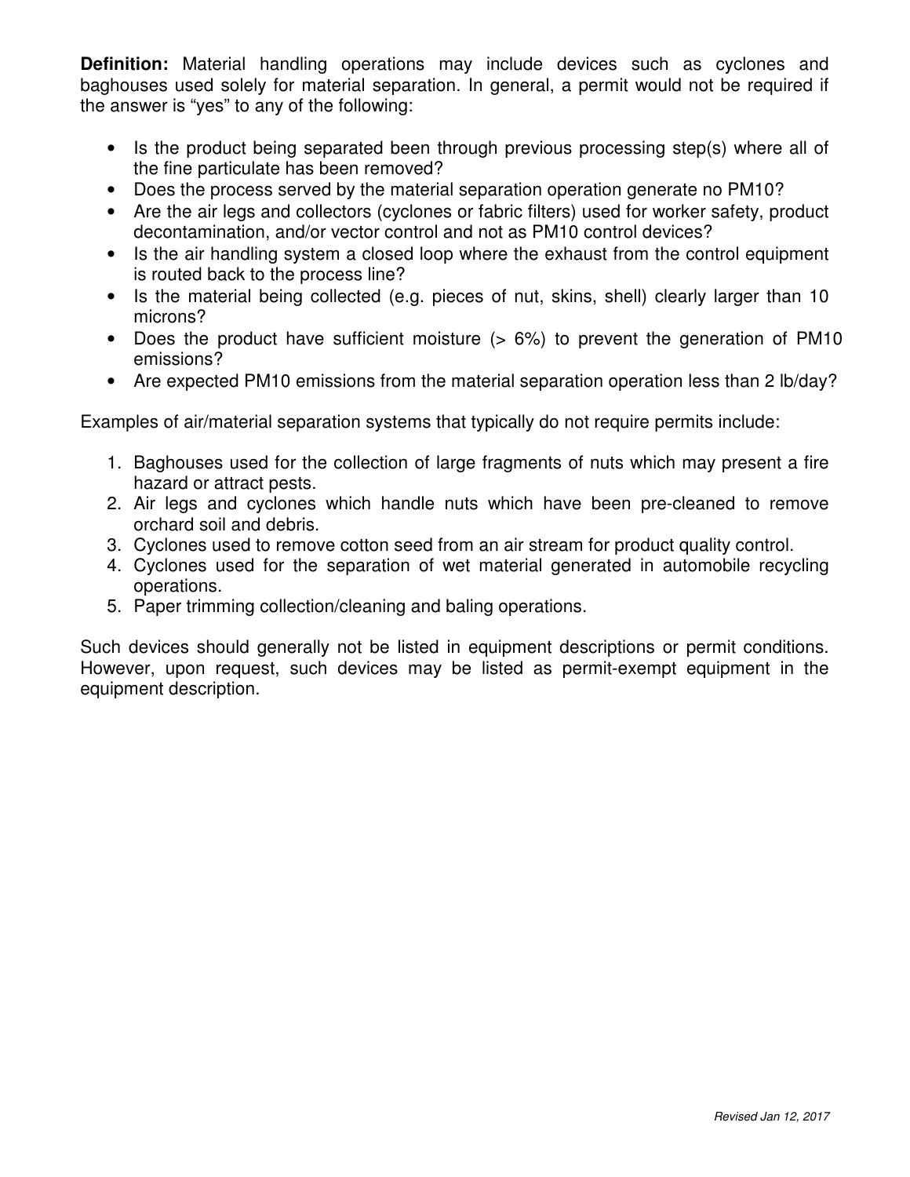**Definition:** Material handling operations may include devices such as cyclones and baghouses used solely for material separation. In general, a permit would not be required if the answer is "yes" to any of the following:

- Is the product being separated been through previous processing step(s) where all of the fine particulate has been removed?
- Does the process served by the material separation operation generate no PM10?
- Are the air legs and collectors (cyclones or fabric filters) used for worker safety, product decontamination, and/or vector control and not as PM10 control devices?
- Is the air handling system a closed loop where the exhaust from the control equipment is routed back to the process line?
- Is the material being collected (e.g. pieces of nut, skins, shell) clearly larger than 10 microns?
- Does the product have sufficient moisture (> 6%) to prevent the generation of PM10 emissions?
- Are expected PM10 emissions from the material separation operation less than 2 lb/day?

Examples of air/material separation systems that typically do not require permits include:

1. Baghouses used for the collection of large fragments of nuts which may present a fire hazard or attract pests.
2. Air legs and cyclones which handle nuts which have been pre-cleaned to remove orchard soil and debris.
3. Cyclones used to remove cotton seed from an air stream for product quality control.
4. Cyclones used for the separation of wet material generated in automobile recycling operations.
5. Paper trimming collection/cleaning and baling operations.

Such devices should generally not be listed in equipment descriptions or permit conditions. However, upon request, such devices may be listed as permit-exempt equipment in the equipment description.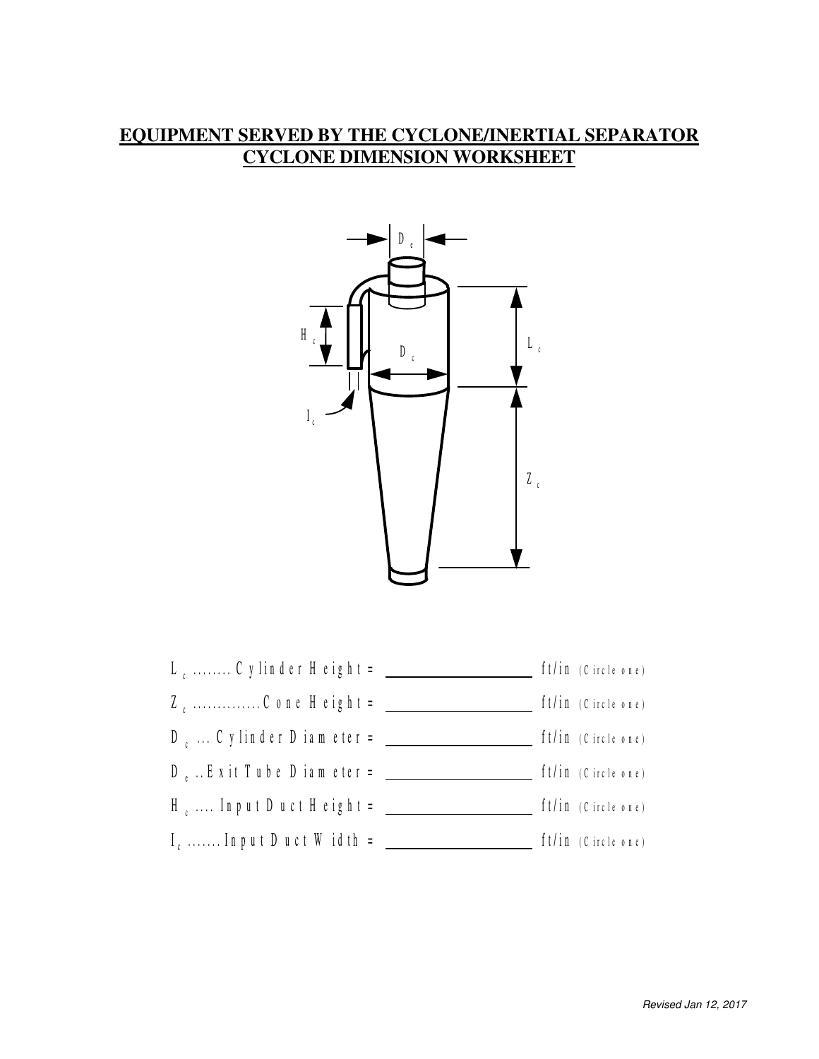## EQUIPMENT SERVED BY THE CYCLONE/INERTIAL SEPARATOR
## CYCLONE DIMENSION WORKSHEET

$D_e$

$H_c$

$D_c$

$L_c$

$I_c$

$Z_c$

$L_c$ ........ Cylinder Height = ____________________ ft/in (Circle one)

$Z_c$ ............. Cone Height = ____________________ ft/in (Circle one)

$D_c$ ... Cylinder Diameter = ____________________ ft/in (Circle one)

$D_e$ .. Exit Tube Diameter = ____________________ ft/in (Circle one)

$H_c$ .... Input Duct Height = ____________________ ft/in (Circle one)

$I_c$ ....... Input Duct Width = ____________________ ft/in (Circle one)

*Revised Jan 12, 2017*